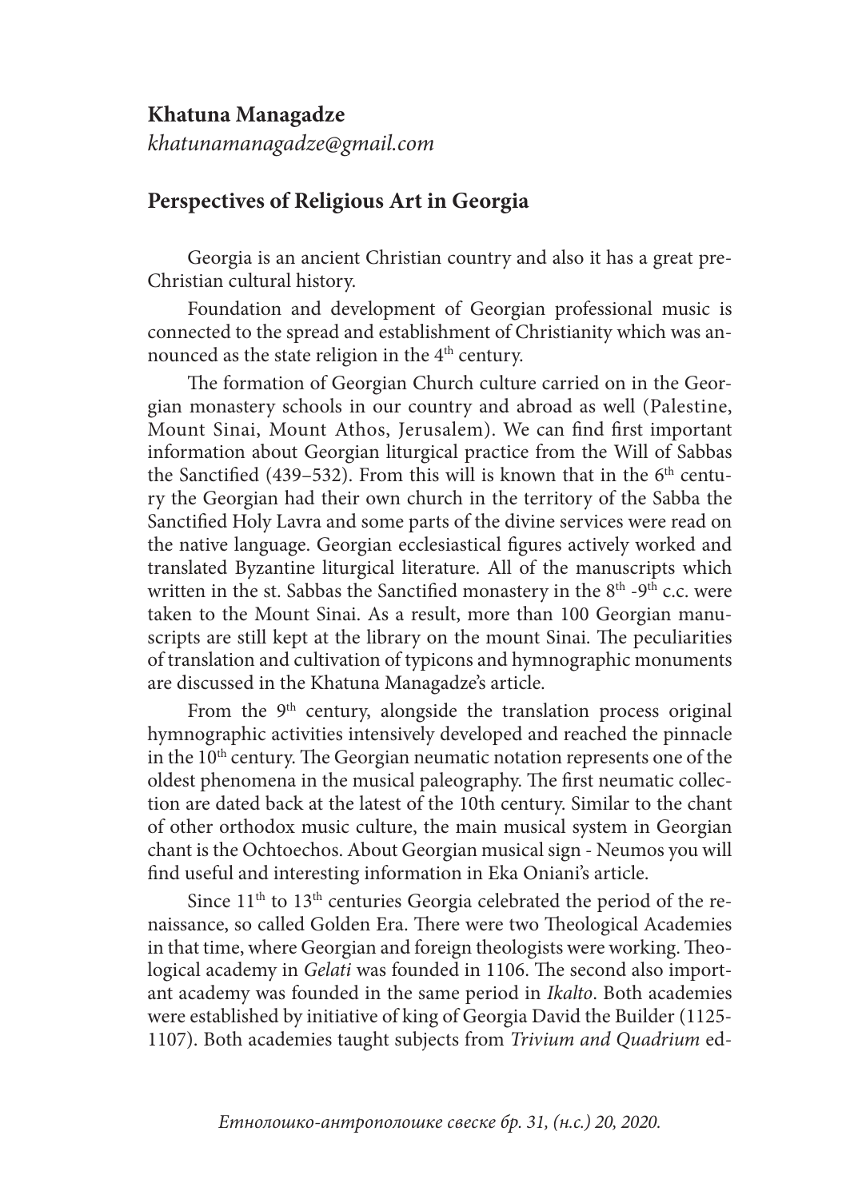**Khatuna Managadze**

*khatunamanagadze@gmail.com*

## Perspectives of Religious Art in Georgia

Georgia is an ancient Christian country and also it has a great pre-Christian cultural history.

Foundation and development of Georgian professional music is connected to the spread and establishment of Christianity which was announced as the state religion in the 4th century.

The formation of Georgian Church culture carried on in the Georgian monastery schools in our country and abroad as well (Palestine, Mount Sinai, Mount Athos, Jerusalem). We can find first important information about Georgian liturgical practice from the Will of Sabbas the Sanctified (439–532). From this will is known that in the 6th century the Georgian had their own church in the territory of the Sabba the Sanctified Holy Lavra and some parts of the divine services were read on the native language. Georgian ecclesiastical figures actively worked and translated Byzantine liturgical literature. All of the manuscripts which written in the st. Sabbas the Sanctified monastery in the 8th -9th c.c. were taken to the Mount Sinai. As a result, more than 100 Georgian manuscripts are still kept at the library on the mount Sinai. The peculiarities of translation and cultivation of typicons and hymnographic monuments are discussed in the Khatuna Managadze's article.

From the 9th century, alongside the translation process original hymnographic activities intensively developed and reached the pinnacle in the 10th century. The Georgian neumatic notation represents one of the oldest phenomena in the musical paleography. The first neumatic collection are dated back at the latest of the 10th century. Similar to the chant of other orthodox music culture, the main musical system in Georgian chant is the Ochtoechos. About Georgian musical sign - Neumos you will find useful and interesting information in Eka Oniani's article.

Since 11th to 13th centuries Georgia celebrated the period of the renaissance, so called Golden Era. There were two Theological Academies in that time, where Georgian and foreign theologists were working. Theological academy in *Gelati* was founded in 1106. The second also important academy was founded in the same period in *Ikalto*. Both academies were established by initiative of king of Georgia David the Builder (1125-1107). Both academies taught subjects from *Trivium and Quadrium* ed-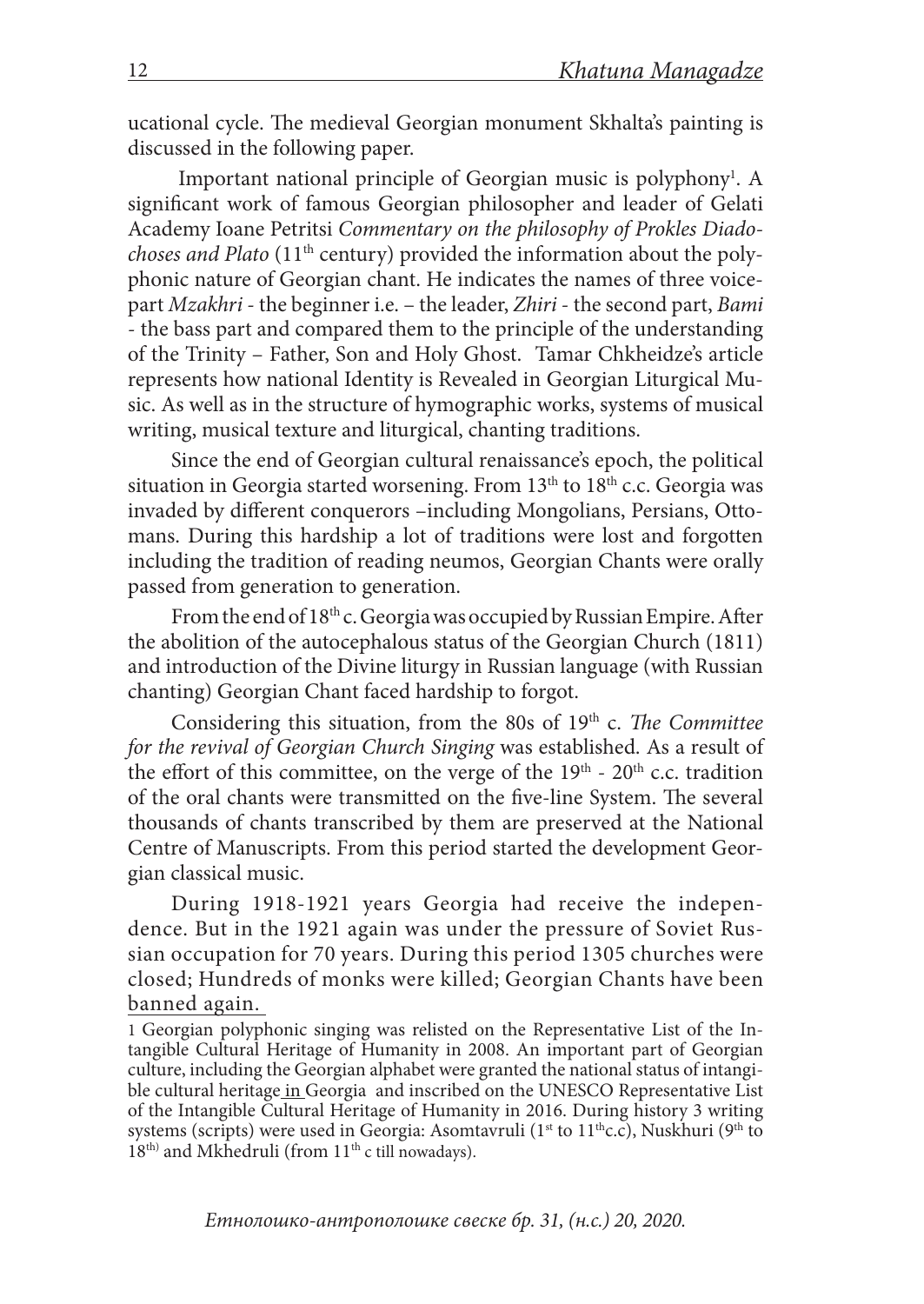ucational cycle. The medieval Georgian monument Skhalta's painting is discussed in the following paper.

Important national principle of Georgian music is polyphony[1]. A significant work of famous Georgian philosopher and leader of Gelati Academy Ioane Petritsi *Commentary on the philosophy of Prokles Diadochoses and Plato* (11th century) provided the information about the polyphonic nature of Georgian chant. He indicates the names of three voice-part *Mzakhri* - the beginner i.e. – the leader, *Zhiri* - the second part, *Bami* - the bass part and compared them to the principle of the understanding of the Trinity – Father, Son and Holy Ghost. Tamar Chkheidze's article represents how national Identity is Revealed in Georgian Liturgical Music. As well as in the structure of hymographic works, systems of musical writing, musical texture and liturgical, chanting traditions.

Since the end of Georgian cultural renaissance's epoch, the political situation in Georgia started worsening. From 13th to 18th c.c. Georgia was invaded by different conquerors –including Mongolians, Persians, Ottomans. During this hardship a lot of traditions were lost and forgotten including the tradition of reading neumos, Georgian Chants were orally passed from generation to generation.

From the end of 18th c. Georgia was occupied by Russian Empire. After the abolition of the autocephalous status of the Georgian Church (1811) and introduction of the Divine liturgy in Russian language (with Russian chanting) Georgian Chant faced hardship to forgot.

Considering this situation, from the 80s of 19th c. *The Committee for the revival of Georgian Church Singing* was established. As a result of the effort of this committee, on the verge of the 19th - 20th c.c. tradition of the oral chants were transmitted on the five-line System. The several thousands of chants transcribed by them are preserved at the National Centre of Manuscripts. From this period started the development Georgian classical music.

During 1918-1921 years Georgia had receive the independence. But in the 1921 again was under the pressure of Soviet Russian occupation for 70 years. During this period 1305 churches were closed; Hundreds of monks were killed; Georgian Chants have been banned again.

1 Georgian polyphonic singing was relisted on the Representative List of the Intangible Cultural Heritage of Humanity in 2008. An important part of Georgian culture, including the Georgian alphabet were granted the national status of intangible cultural heritage in Georgia and inscribed on the UNESCO Representative List of the Intangible Cultural Heritage of Humanity in 2016. During history 3 writing systems (scripts) were used in Georgia: Asomtavruli (1st to 11th c.c), Nuskhuri (9th to 18th) and Mkhedruli (from 11th c till nowadays).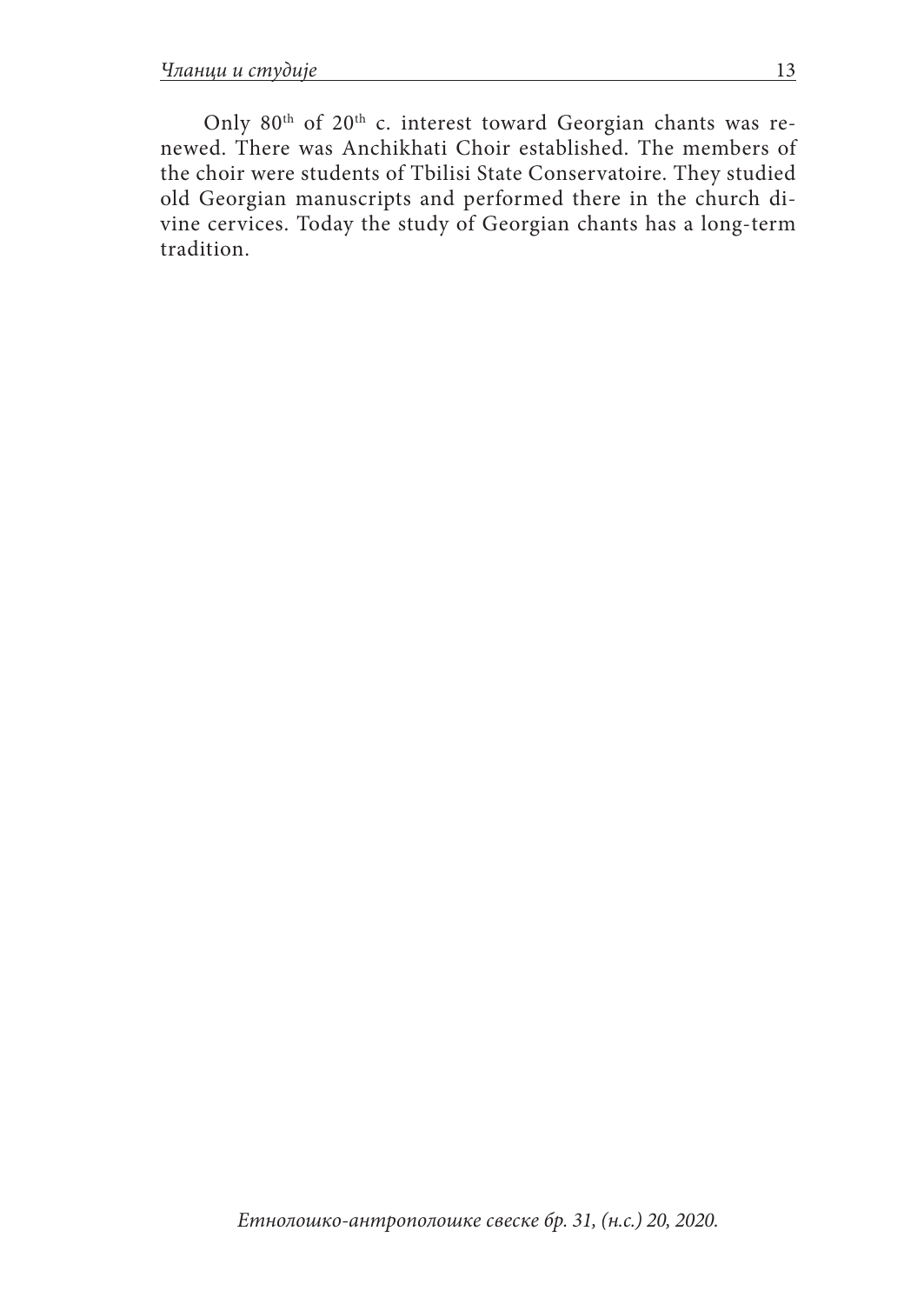Only 80[th] of 20[th] c. interest toward Georgian chants was renewed. There was Anchikhati Choir established. The members of the choir were students of Tbilisi State Conservatoire. They studied old Georgian manuscripts and performed there in the church divine cervices. Today the study of Georgian chants has a long-term tradition.